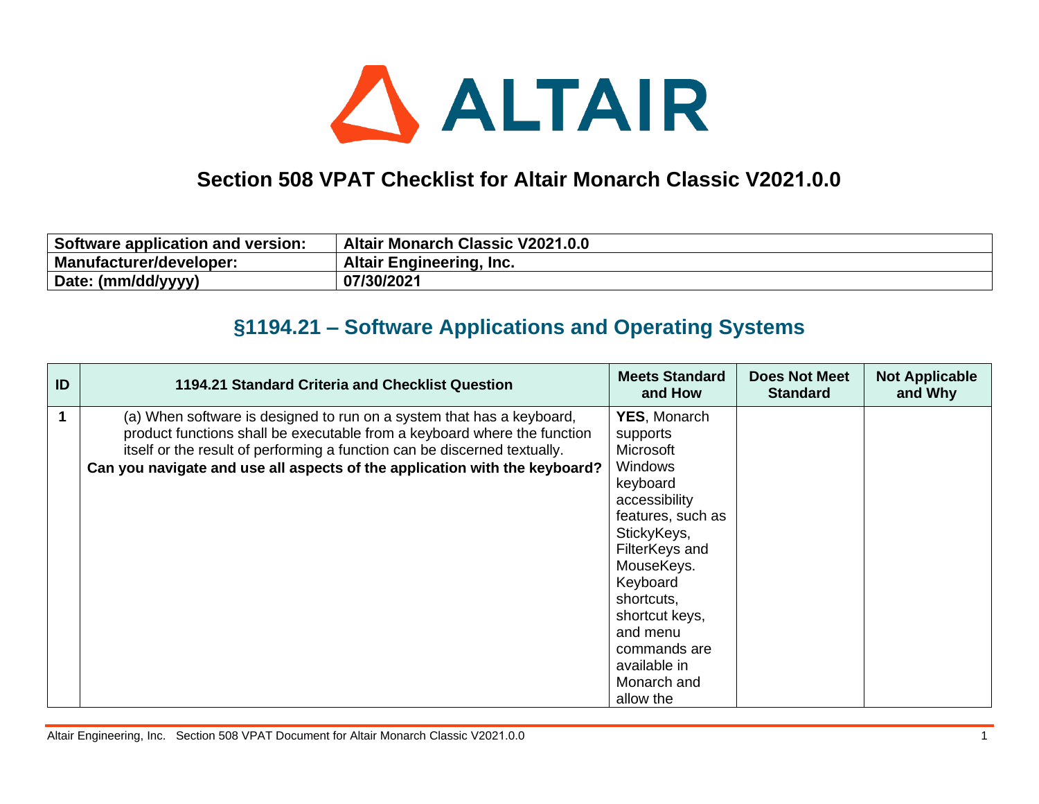# Section 508 VPAT Checklist for Altair Monarch Classic V2021.0.0

| Software application and version: | Altair Monarch Classic V2021.0.0 |
|---|---|
| Manufacturer/developer: | Altair Engineering, Inc. |
| Date: (mm/dd/yyyy) | 07/30/2021 |

## §1194.21 – Software Applications and Operating Systems

| ID | 1194.21 Standard Criteria and Checklist Question | Meets Standard and How | Does Not Meet Standard | Not Applicable and Why |
|---|---|---|---|---|
| 1 | (a) When software is designed to run on a system that has a keyboard, product functions shall be executable from a keyboard where the function itself or the result of performing a function can be discerned textually. **Can you navigate and use all aspects of the application with the keyboard?** | **YES**, Monarch supports Microsoft Windows keyboard accessibility features, such as StickyKeys, FilterKeys and MouseKeys. Keyboard shortcuts, shortcut keys, and menu commands are available in Monarch and allow the | | |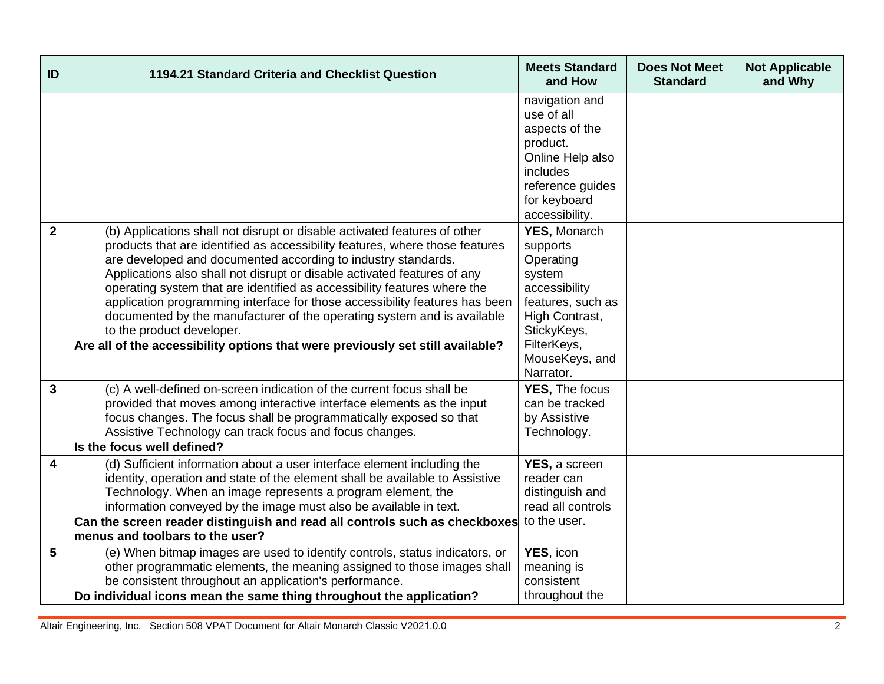| ID | 1194.21 Standard Criteria and Checklist Question | Meets Standard and How | Does Not Meet Standard | Not Applicable and Why |
|---|---|---|---|---|
| | | navigation and use of all aspects of the product. Online Help also includes reference guides for keyboard accessibility. | | |
| **2** | (b) Applications shall not disrupt or disable activated features of other products that are identified as accessibility features, where those features are developed and documented according to industry standards. Applications also shall not disrupt or disable activated features of any operating system that are identified as accessibility features where the application programming interface for those accessibility features has been documented by the manufacturer of the operating system and is available to the product developer. **Are all of the accessibility options that were previously set still available?** | **YES,** Monarch supports Operating system accessibility features, such as High Contrast, StickyKeys, FilterKeys, MouseKeys, and Narrator. | | |
| **3** | (c) A well-defined on-screen indication of the current focus shall be provided that moves among interactive interface elements as the input focus changes. The focus shall be programmatically exposed so that Assistive Technology can track focus and focus changes. **Is the focus well defined?** | **YES,** The focus can be tracked by Assistive Technology. | | |
| **4** | (d) Sufficient information about a user interface element including the identity, operation and state of the element shall be available to Assistive Technology. When an image represents a program element, the information conveyed by the image must also be available in text. **Can the screen reader distinguish and read all controls such as checkboxes menus and toolbars to the user?** | **YES,** a screen reader can distinguish and read all controls to the user. | | |
| **5** | (e) When bitmap images are used to identify controls, status indicators, or other programmatic elements, the meaning assigned to those images shall be consistent throughout an application's performance. **Do individual icons mean the same thing throughout the application?** | **YES**, icon meaning is consistent throughout the | | |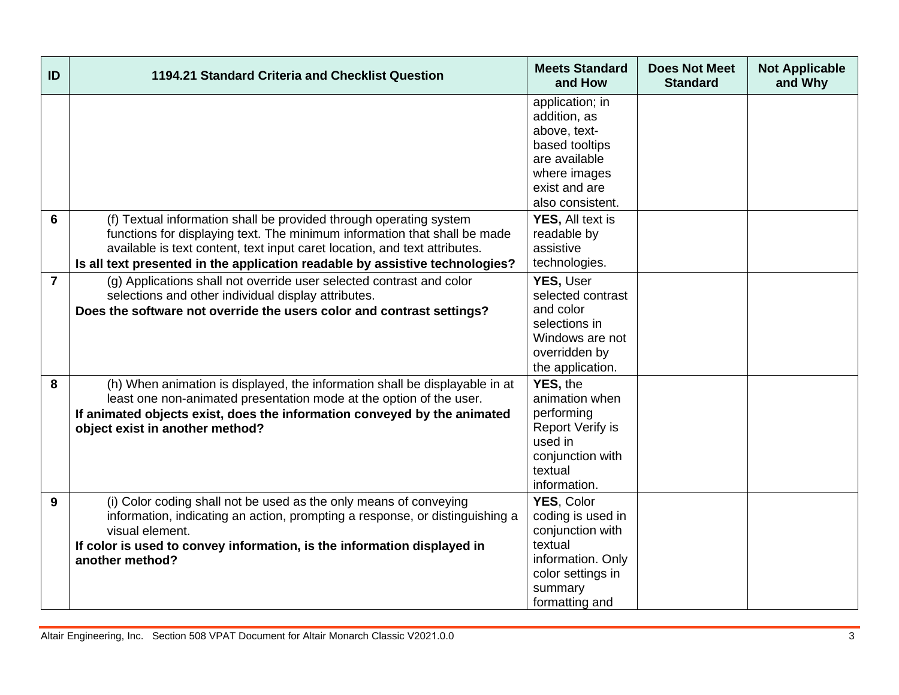| ID | 1194.21 Standard Criteria and Checklist Question | Meets Standard and How | Does Not Meet Standard | Not Applicable and Why |
|---|---|---|---|---|
| | | application; in addition, as above, text-based tooltips are available where images exist and are also consistent. | | |
| 6 | (f) Textual information shall be provided through operating system functions for displaying text. The minimum information that shall be made available is text content, text input caret location, and text attributes.<br>**Is all text presented in the application readable by assistive technologies?** | **YES,** All text is readable by assistive technologies. | | |
| 7 | (g) Applications shall not override user selected contrast and color selections and other individual display attributes.<br>**Does the software not override the users color and contrast settings?** | **YES,** User selected contrast and color selections in Windows are not overridden by the application. | | |
| 8 | (h) When animation is displayed, the information shall be displayable in at least one non-animated presentation mode at the option of the user.<br>**If animated objects exist, does the information conveyed by the animated object exist in another method?** | **YES,** the animation when performing Report Verify is used in conjunction with textual information. | | |
| 9 | (i) Color coding shall not be used as the only means of conveying information, indicating an action, prompting a response, or distinguishing a visual element.<br>**If color is used to convey information, is the information displayed in another method?** | **YES**, Color coding is used in conjunction with textual information. Only color settings in summary formatting and | | |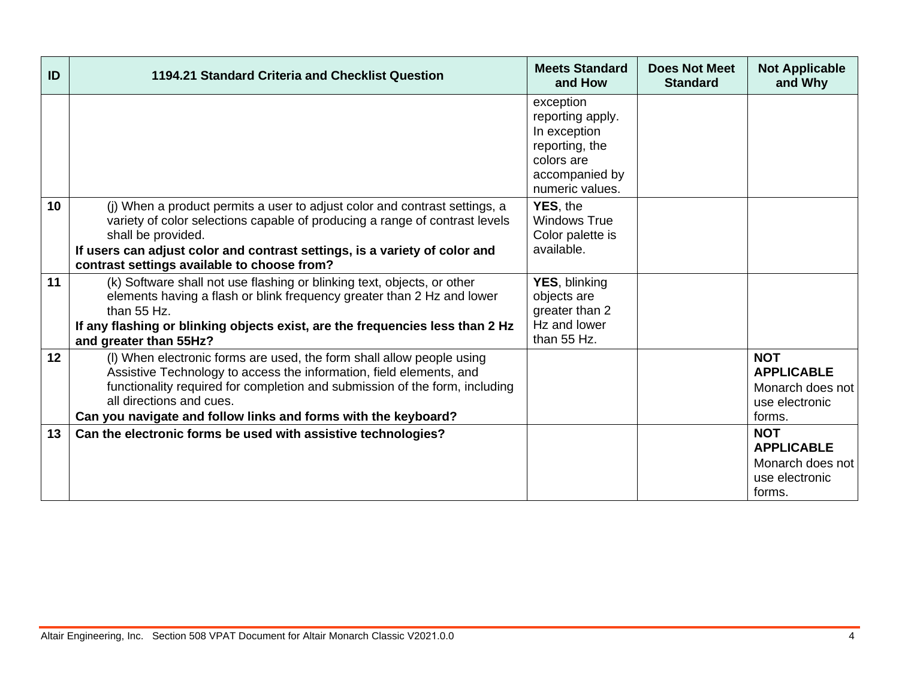| ID | 1194.21 Standard Criteria and Checklist Question | Meets Standard and How | Does Not Meet Standard | Not Applicable and Why |
|---|---|---|---|---|
| | | exception reporting apply. In exception reporting, the colors are accompanied by numeric values. | | |
| 10 | (j) When a product permits a user to adjust color and contrast settings, a variety of color selections capable of producing a range of contrast levels shall be provided.<br>**If users can adjust color and contrast settings, is a variety of color and contrast settings available to choose from?** | **YES**, the Windows True Color palette is available. | | |
| 11 | (k) Software shall not use flashing or blinking text, objects, or other elements having a flash or blink frequency greater than 2 Hz and lower than 55 Hz.<br>**If any flashing or blinking objects exist, are the frequencies less than 2 Hz and greater than 55Hz?** | **YES**, blinking objects are greater than 2 Hz and lower than 55 Hz. | | |
| 12 | (l) When electronic forms are used, the form shall allow people using Assistive Technology to access the information, field elements, and functionality required for completion and submission of the form, including all directions and cues.<br>**Can you navigate and follow links and forms with the keyboard?** | | | **NOT APPLICABLE** Monarch does not use electronic forms. |
| 13 | **Can the electronic forms be used with assistive technologies?** | | | **NOT APPLICABLE** Monarch does not use electronic forms. |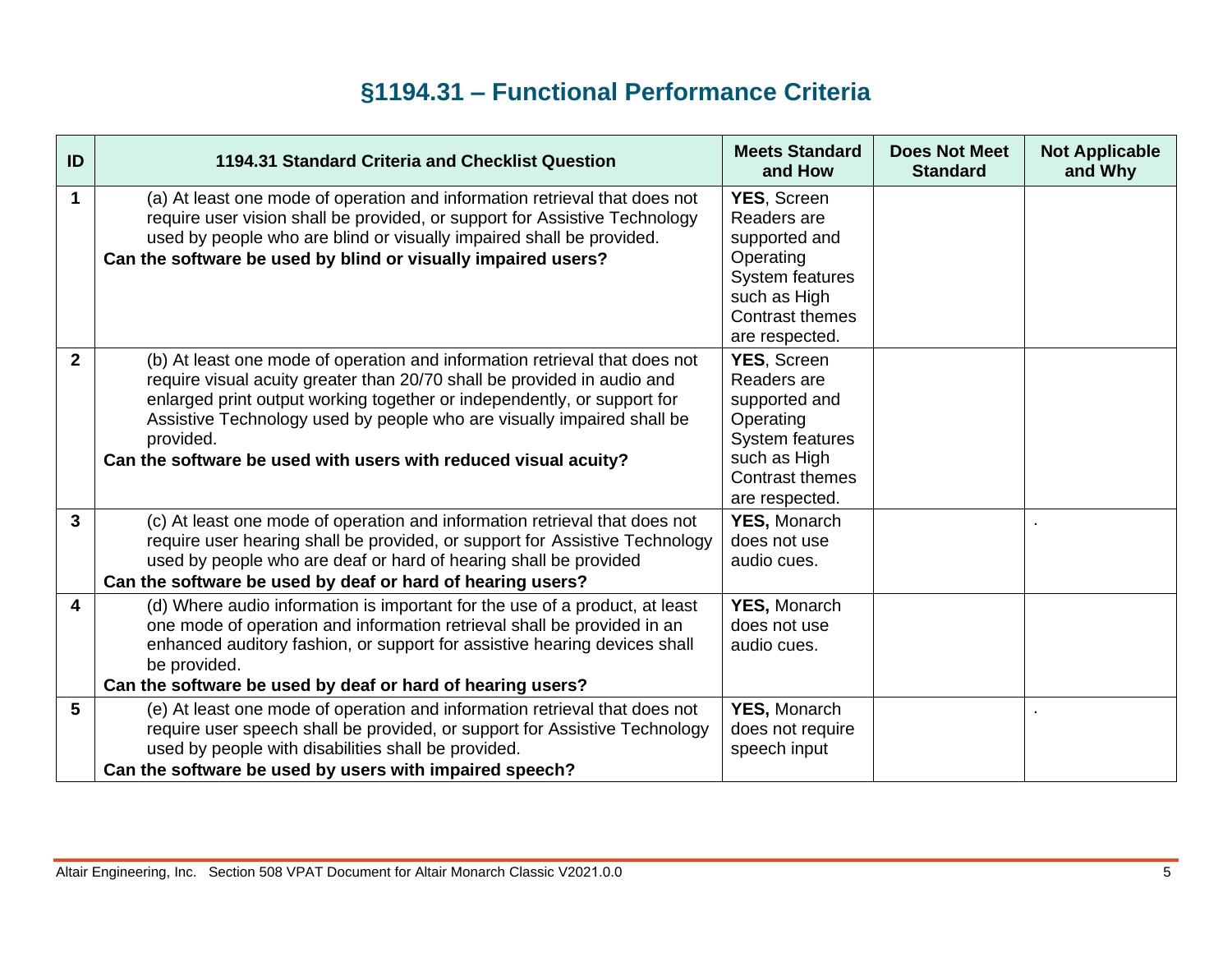## §1194.31 – Functional Performance Criteria

| ID | 1194.31 Standard Criteria and Checklist Question | Meets Standard and How | Does Not Meet Standard | Not Applicable and Why |
|---|---|---|---|---|
| 1 | (a) At least one mode of operation and information retrieval that does not require user vision shall be provided, or support for Assistive Technology used by people who are blind or visually impaired shall be provided.<br>**Can the software be used by blind or visually impaired users?** | **YES**, Screen Readers are supported and Operating System features such as High Contrast themes are respected. | | |
| 2 | (b) At least one mode of operation and information retrieval that does not require visual acuity greater than 20/70 shall be provided in audio and enlarged print output working together or independently, or support for Assistive Technology used by people who are visually impaired shall be provided.<br>**Can the software be used with users with reduced visual acuity?** | **YES**, Screen Readers are supported and Operating System features such as High Contrast themes are respected. | | |
| 3 | (c) At least one mode of operation and information retrieval that does not require user hearing shall be provided, or support for Assistive Technology used by people who are deaf or hard of hearing shall be provided<br>**Can the software be used by deaf or hard of hearing users?** | **YES,** Monarch does not use audio cues. | | . |
| 4 | (d) Where audio information is important for the use of a product, at least one mode of operation and information retrieval shall be provided in an enhanced auditory fashion, or support for assistive hearing devices shall be provided.<br>**Can the software be used by deaf or hard of hearing users?** | **YES,** Monarch does not use audio cues. | | |
| 5 | (e) At least one mode of operation and information retrieval that does not require user speech shall be provided, or support for Assistive Technology used by people with disabilities shall be provided.<br>**Can the software be used by users with impaired speech?** | **YES,** Monarch does not require speech input | | . |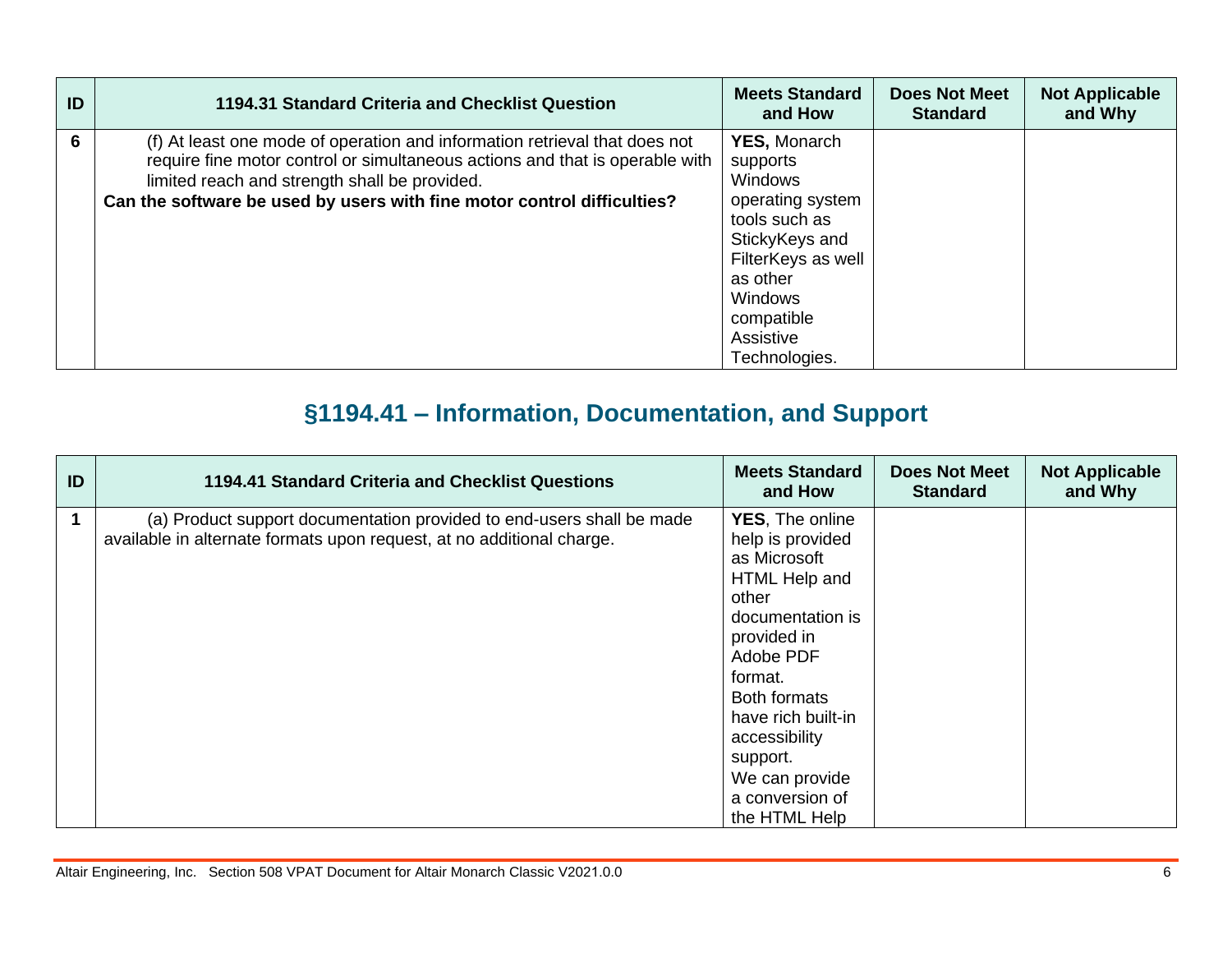| ID | 1194.31 Standard Criteria and Checklist Question | Meets Standard and How | Does Not Meet Standard | Not Applicable and Why |
|---|---|---|---|---|
| 6 | (f) At least one mode of operation and information retrieval that does not require fine motor control or simultaneous actions and that is operable with limited reach and strength shall be provided. **Can the software be used by users with fine motor control difficulties?** | **YES,** Monarch supports Windows operating system tools such as StickyKeys and FilterKeys as well as other Windows compatible Assistive Technologies. | | |

## §1194.41 – Information, Documentation, and Support

| ID | 1194.41 Standard Criteria and Checklist Questions | Meets Standard and How | Does Not Meet Standard | Not Applicable and Why |
|---|---|---|---|---|
| 1 | (a) Product support documentation provided to end-users shall be made available in alternate formats upon request, at no additional charge. | **YES**, The online help is provided as Microsoft HTML Help and other documentation is provided in Adobe PDF format. Both formats have rich built-in accessibility support. We can provide a conversion of the HTML Help | | |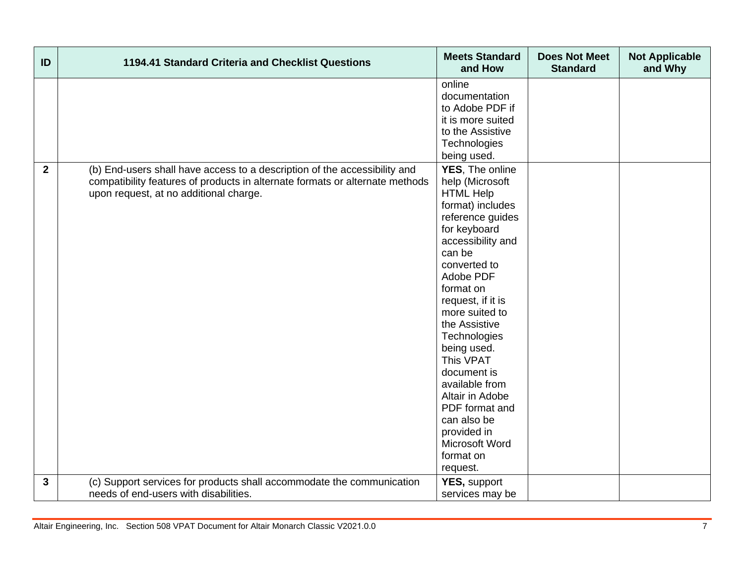| ID | 1194.41 Standard Criteria and Checklist Questions | Meets Standard and How | Does Not Meet Standard | Not Applicable and Why |
|---|---|---|---|---|
| | | online documentation to Adobe PDF if it is more suited to the Assistive Technologies being used. | | |
| **2** | (b) End-users shall have access to a description of the accessibility and compatibility features of products in alternate formats or alternate methods upon request, at no additional charge. | **YES**, The online help (Microsoft HTML Help format) includes reference guides for keyboard accessibility and can be converted to Adobe PDF format on request, if it is more suited to the Assistive Technologies being used. This VPAT document is available from Altair in Adobe PDF format and can also be provided in Microsoft Word format on request. | | |
| **3** | (c) Support services for products shall accommodate the communication needs of end-users with disabilities. | **YES,** support services may be | | |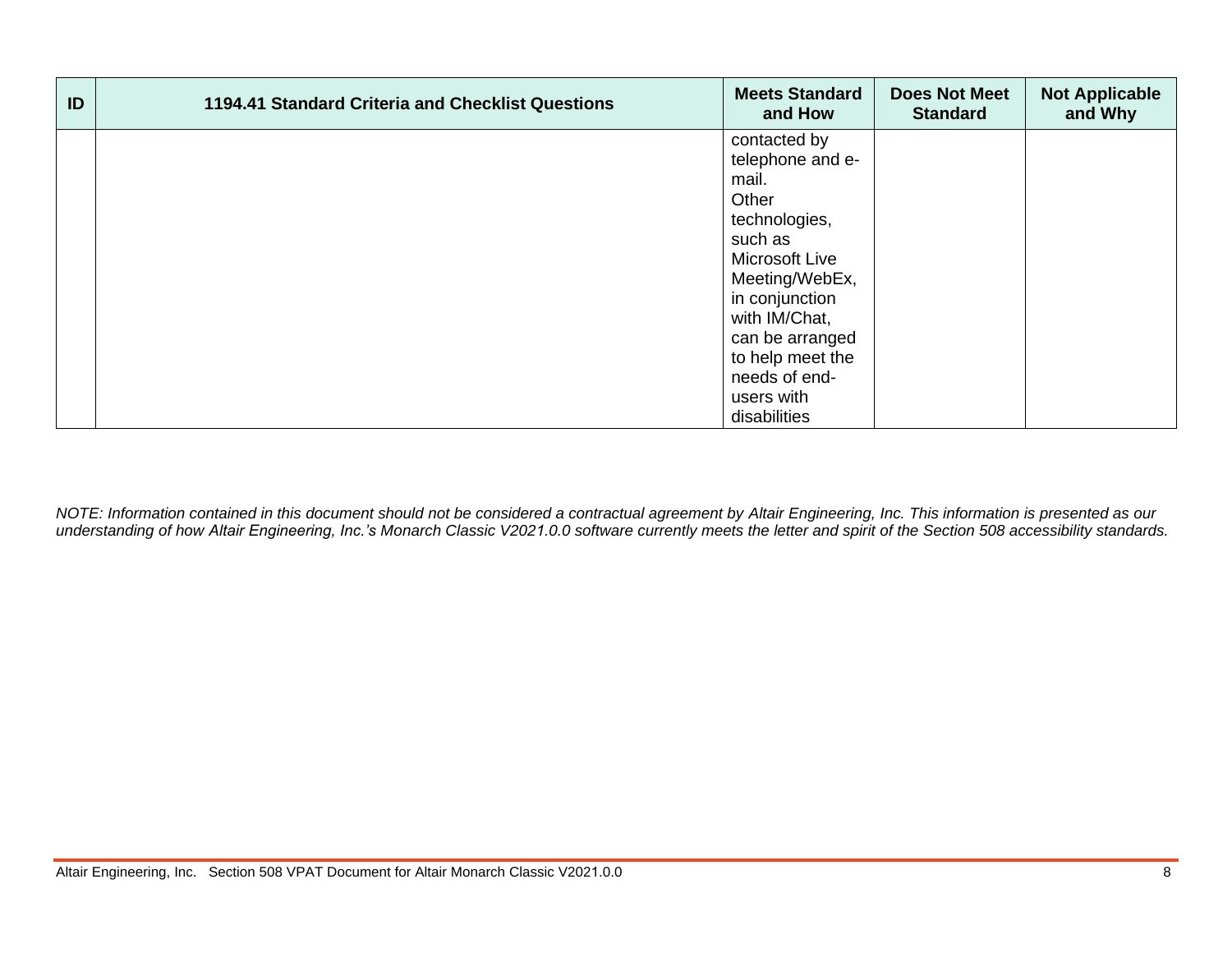| ID | 1194.41 Standard Criteria and Checklist Questions | Meets Standard and How | Does Not Meet Standard | Not Applicable and Why |
|---|---|---|---|---|
| | | contacted by telephone and e-mail. Other technologies, such as Microsoft Live Meeting/WebEx, in conjunction with IM/Chat, can be arranged to help meet the needs of end-users with disabilities | | |

*NOTE: Information contained in this document should not be considered a contractual agreement by Altair Engineering, Inc. This information is presented as our understanding of how Altair Engineering, Inc.'s Monarch Classic V2021.0.0 software currently meets the letter and spirit of the Section 508 accessibility standards.*